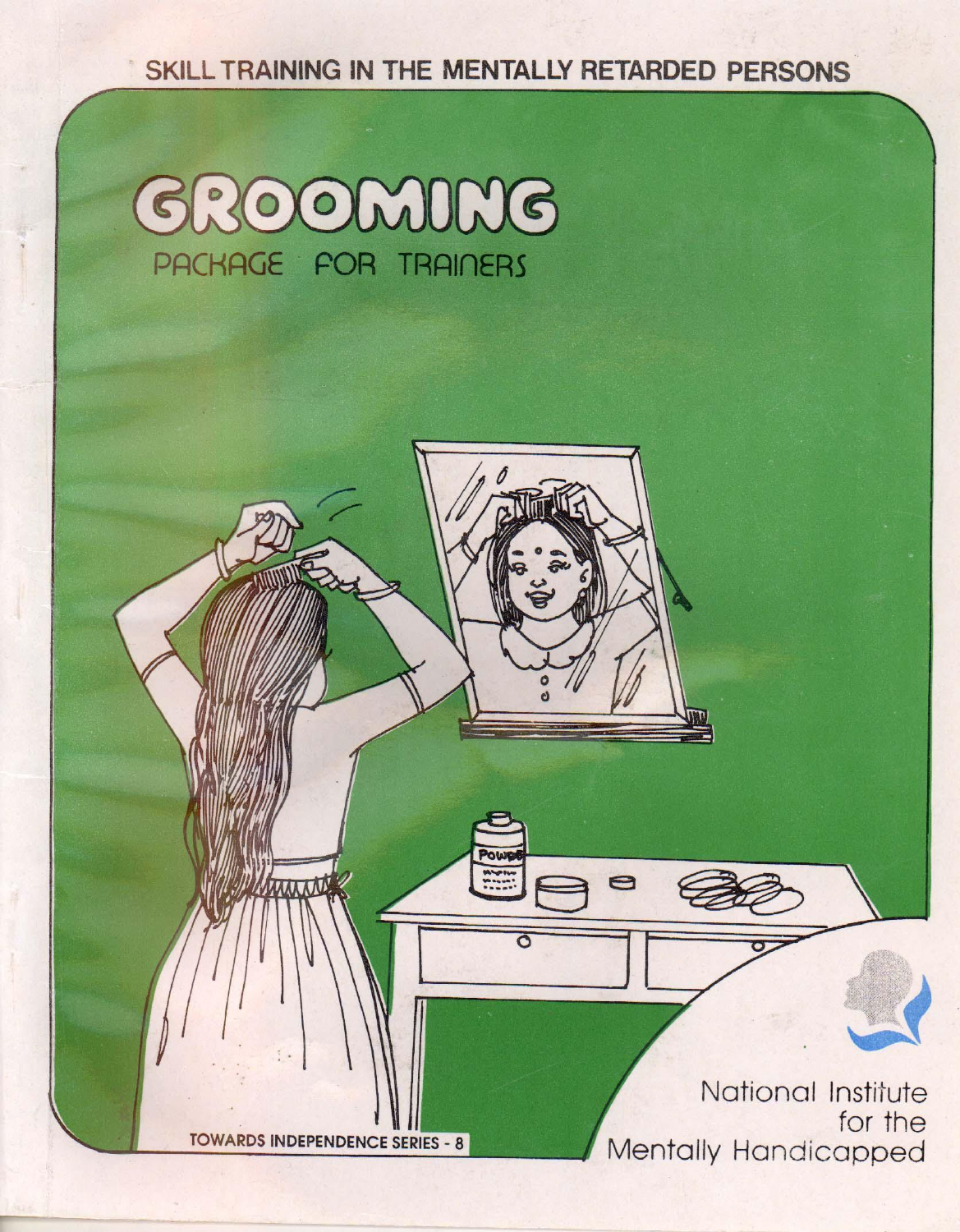SKILL TRAINING IN THE MENTALLY RETARDED PERSONS

# GROOMING

## PACKAGE FOR TRAINERS

TOWARDS INDEPENDENCE SERIES - 8

National Institute for the Mentally Handicapped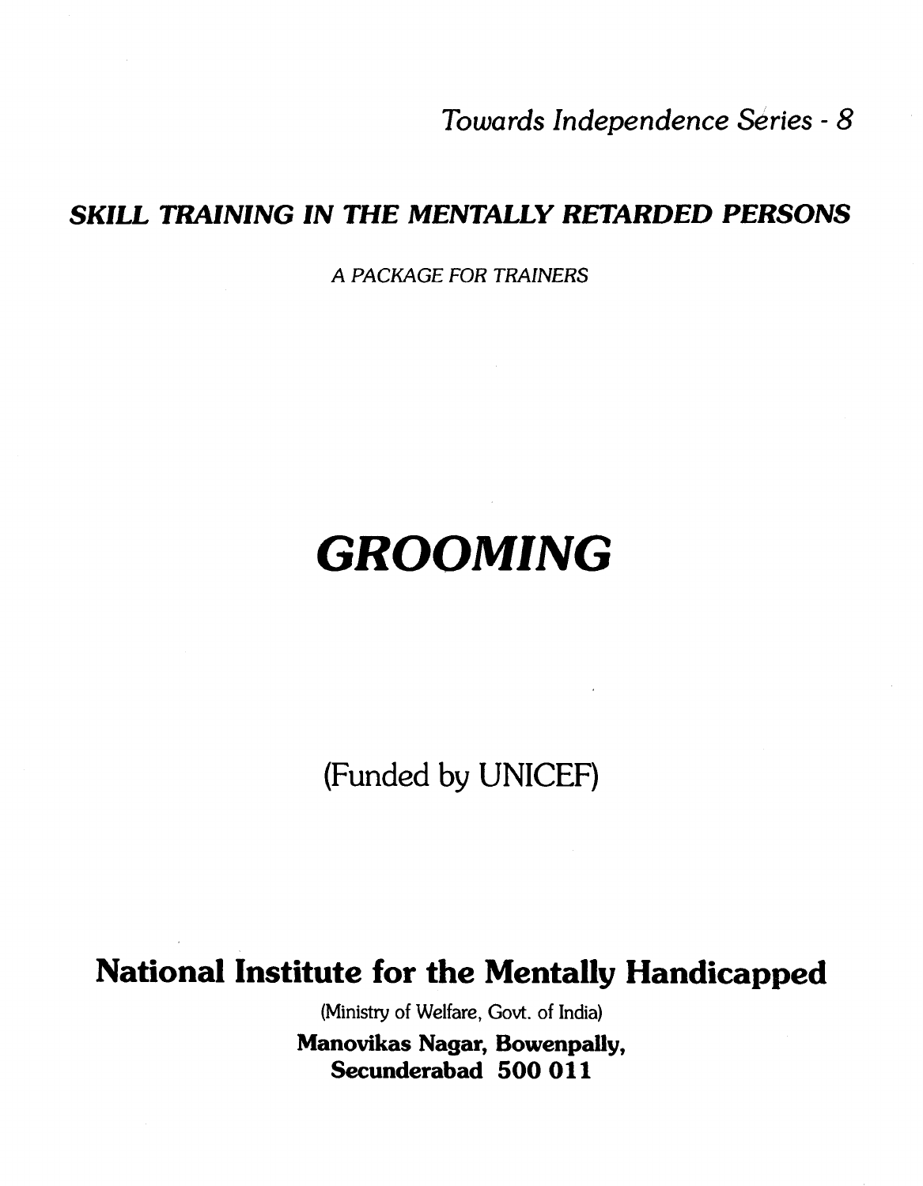*Towards Independence Series - 8*

***SKILL TRAINING IN THE MENTALLY RETARDED PERSONS***

*A PACKAGE FOR TRAINERS*

# *GROOMING*

(Funded by UNICEF)

## National Institute for the Mentally Handicapped

(Ministry of Welfare, Govt. of India)

**Manovikas Nagar, Bowenpally,**
**Secunderabad 500 011**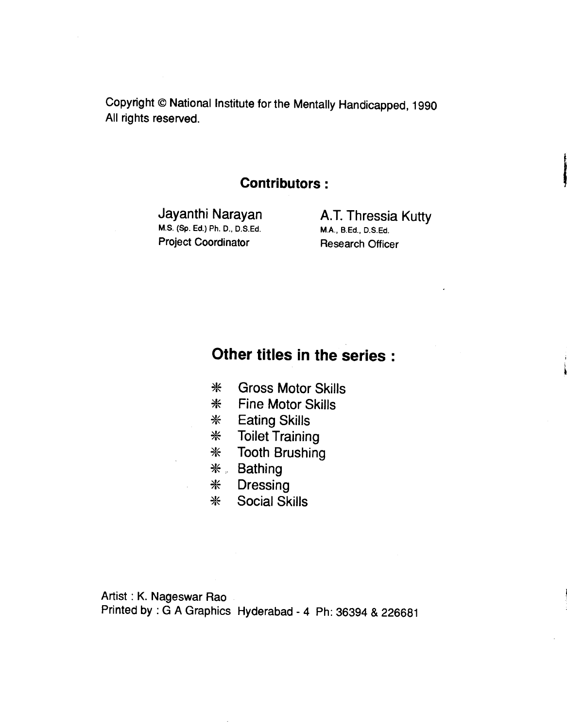Copyright © National Institute for the Mentally Handicapped, 1990
All rights reserved.

## Contributors :

Jayanthi Narayan
M.S. (Sp. Ed.) Ph. D., D.S.Ed.
Project Coordinator

A.T. Thressia Kutty
M.A., B.Ed., D.S.Ed.
Research Officer

## Other titles in the series :

- Gross Motor Skills
- Fine Motor Skills
- Eating Skills
- Toilet Training
- Tooth Brushing
- Bathing
- Dressing
- Social Skills

Artist : K. Nageswar Rao
Printed by : G A Graphics Hyderabad - 4 Ph: 36394 & 226681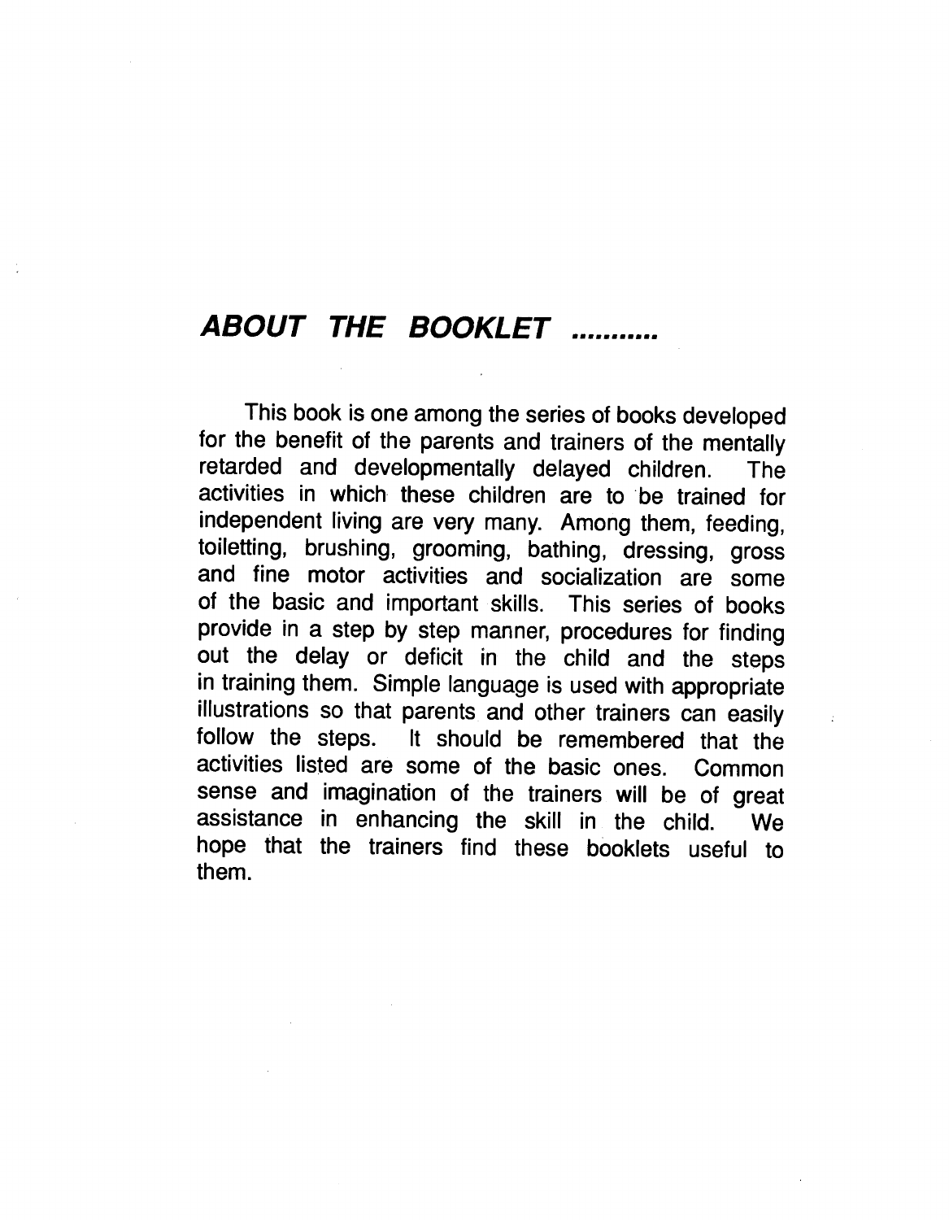## *ABOUT THE BOOKLET ...........*

This book is one among the series of books developed for the benefit of the parents and trainers of the mentally retarded and developmentally delayed children. The activities in which these children are to be trained for independent living are very many. Among them, feeding, toiletting, brushing, grooming, bathing, dressing, gross and fine motor activities and socialization are some of the basic and important skills. This series of books provide in a step by step manner, procedures for finding out the delay or deficit in the child and the steps in training them. Simple language is used with appropriate illustrations so that parents and other trainers can easily follow the steps. It should be remembered that the activities listed are some of the basic ones. Common sense and imagination of the trainers will be of great assistance in enhancing the skill in the child. We hope that the trainers find these booklets useful to them.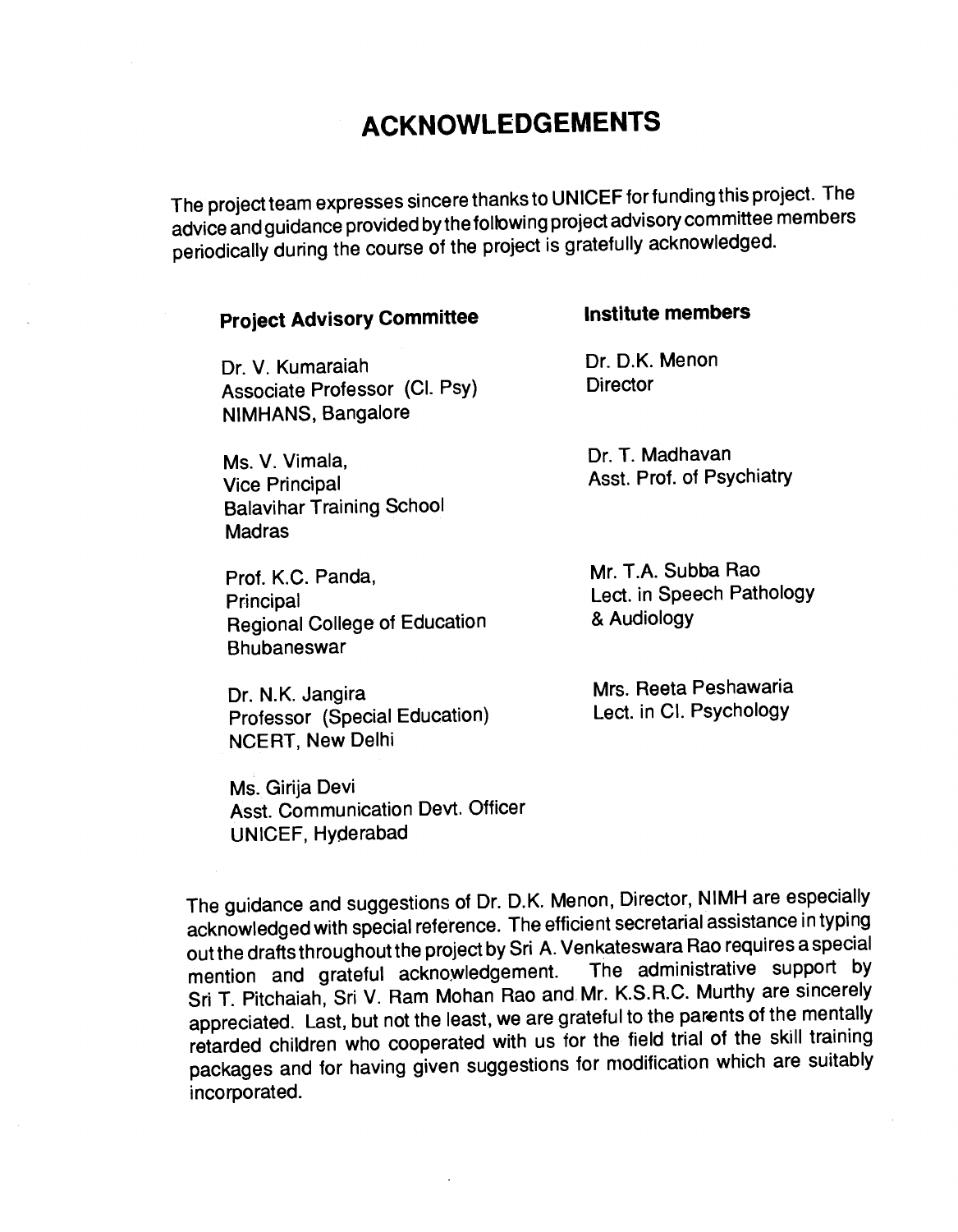# ACKNOWLEDGEMENTS

The project team expresses sincere thanks to UNICEF for funding this project. The advice and guidance provided by the following project advisory committee members periodically during the course of the project is gratefully acknowledged.

**Project Advisory Committee**

Dr. V. Kumaraiah
Associate Professor (Cl. Psy)
NIMHANS, Bangalore

Ms. V. Vimala,
Vice Principal
Balavihar Training School
Madras

Prof. K.C. Panda,
Principal
Regional College of Education
Bhubaneswar

Dr. N.K. Jangira
Professor (Special Education)
NCERT, New Delhi

Ms. Girija Devi
Asst. Communication Devt. Officer
UNICEF, Hyderabad

**Institute members**

Dr. D.K. Menon
Director

Dr. T. Madhavan
Asst. Prof. of Psychiatry

Mr. T.A. Subba Rao
Lect. in Speech Pathology
& Audiology

Mrs. Reeta Peshawaria
Lect. in Cl. Psychology

The guidance and suggestions of Dr. D.K. Menon, Director, NIMH are especially acknowledged with special reference. The efficient secretarial assistance in typing out the drafts throughout the project by Sri A. Venkateswara Rao requires a special mention and grateful acknowledgement. The administrative support by Sri T. Pitchaiah, Sri V. Ram Mohan Rao and Mr. K.S.R.C. Murthy are sincerely appreciated. Last, but not the least, we are grateful to the parents of the mentally retarded children who cooperated with us for the field trial of the skill training packages and for having given suggestions for modification which are suitably incorporated.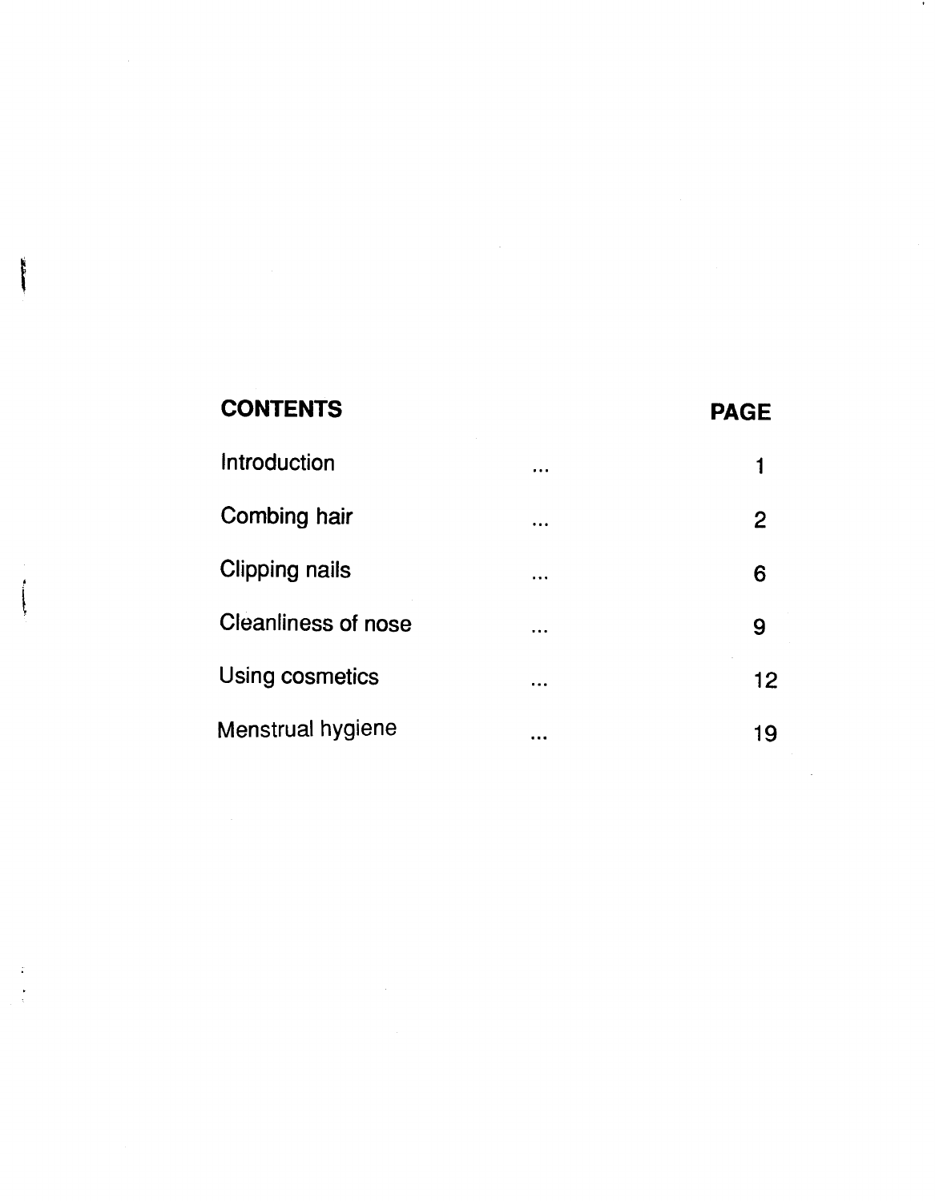| **CONTENTS** | | **PAGE** |
|---|---|---|
| Introduction | ... | 1 |
| Combing hair | ... | 2 |
| Clipping nails | ... | 6 |
| Cleanliness of nose | ... | 9 |
| Using cosmetics | ... | 12 |
| Menstrual hygiene | ... | 19 |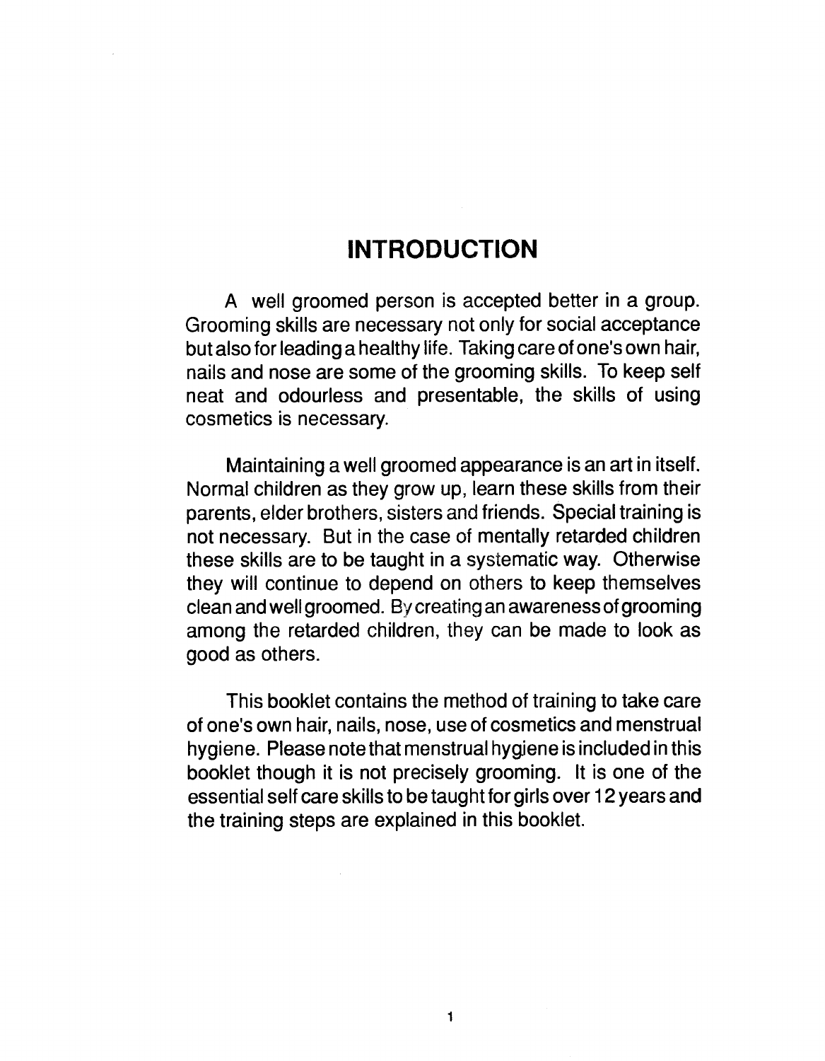# INTRODUCTION

A well groomed person is accepted better in a group. Grooming skills are necessary not only for social acceptance but also for leading a healthy life. Taking care of one's own hair, nails and nose are some of the grooming skills. To keep self neat and odourless and presentable, the skills of using cosmetics is necessary.

Maintaining a well groomed appearance is an art in itself. Normal children as they grow up, learn these skills from their parents, elder brothers, sisters and friends. Special training is not necessary. But in the case of mentally retarded children these skills are to be taught in a systematic way. Otherwise they will continue to depend on others to keep themselves clean and well groomed. By creating an awareness of grooming among the retarded children, they can be made to look as good as others.

This booklet contains the method of training to take care of one's own hair, nails, nose, use of cosmetics and menstrual hygiene. Please note that menstrual hygiene is included in this booklet though it is not precisely grooming. It is one of the essential self care skills to be taught for girls over 12 years and the training steps are explained in this booklet.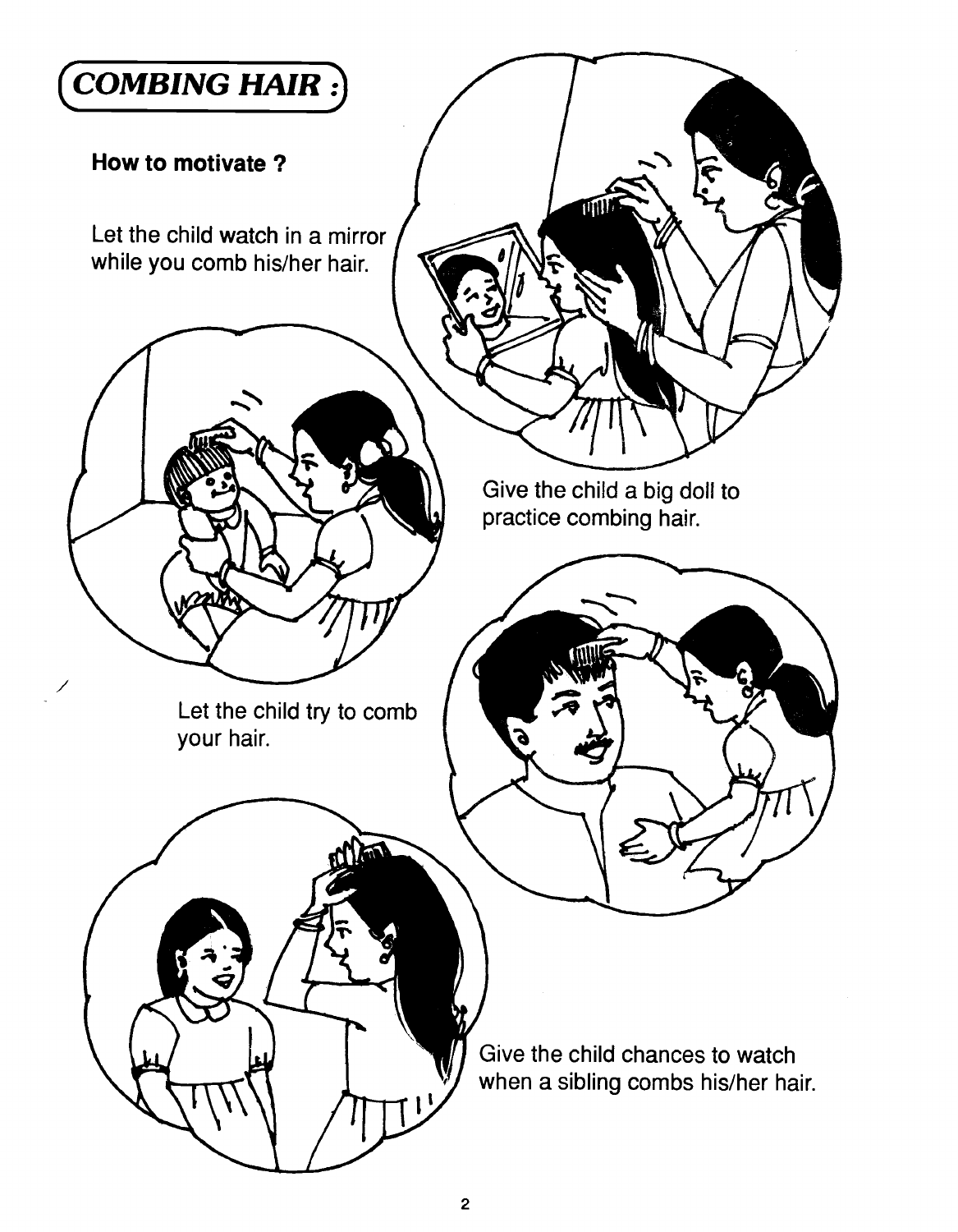# COMBING HAIR :

**How to motivate ?**

Let the child watch in a mirror while you comb his/her hair.

Give the child a big doll to practice combing hair.

Let the child try to comb your hair.

Give the child chances to watch when a sibling combs his/her hair.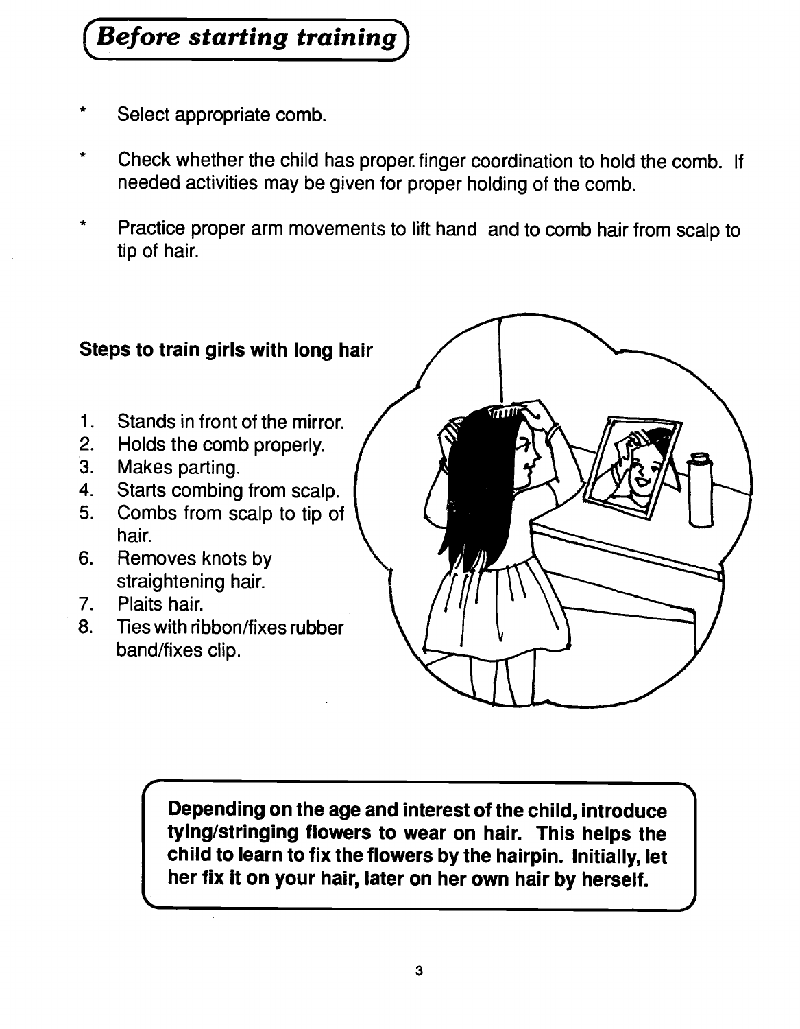## *Before starting training*

- Select appropriate comb.
- Check whether the child has proper finger coordination to hold the comb. If needed activities may be given for proper holding of the comb.
- Practice proper arm movements to lift hand and to comb hair from scalp to tip of hair.

**Steps to train girls with long hair**

1. Stands in front of the mirror.
2. Holds the comb properly.
3. Makes parting.
4. Starts combing from scalp.
5. Combs from scalp to tip of hair.
6. Removes knots by straightening hair.
7. Plaits hair.
8. Ties with ribbon/fixes rubber band/fixes clip.

**Depending on the age and interest of the child, introduce tying/stringing flowers to wear on hair. This helps the child to learn to fix the flowers by the hairpin. Initially, let her fix it on your hair, later on her own hair by herself.**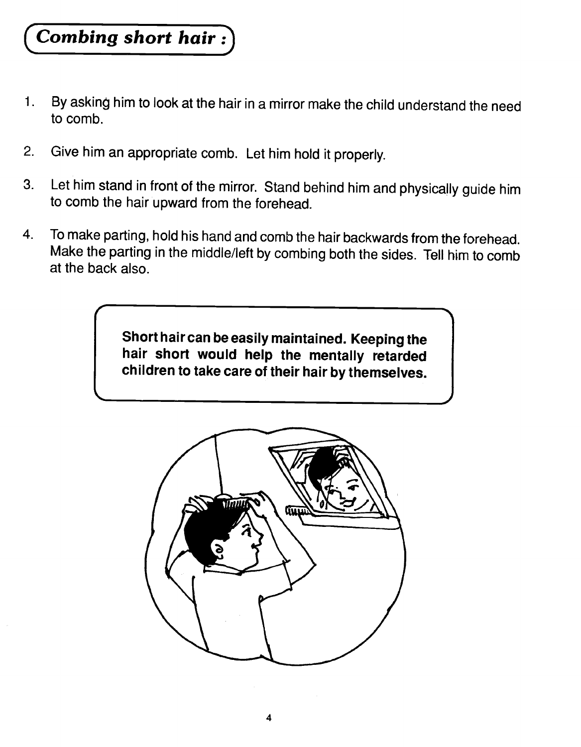## Combing short hair :

1. By asking him to look at the hair in a mirror make the child understand the need to comb.

2. Give him an appropriate comb. Let him hold it properly.

3. Let him stand in front of the mirror. Stand behind him and physically guide him to comb the hair upward from the forehead.

4. To make parting, hold his hand and comb the hair backwards from the forehead. Make the parting in the middle/left by combing both the sides. Tell him to comb at the back also.

**Short hair can be easily maintained. Keeping the hair short would help the mentally retarded children to take care of their hair by themselves.**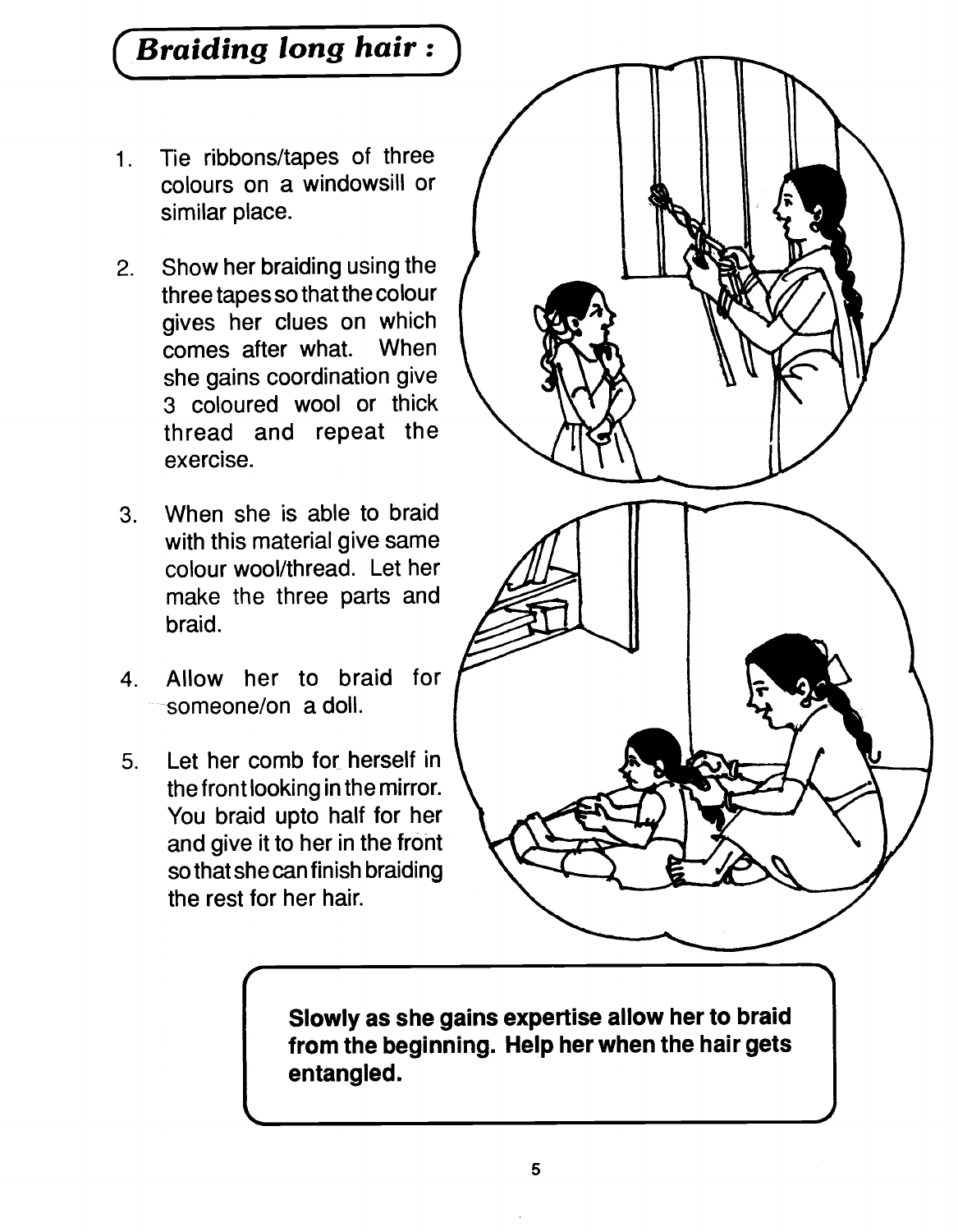## Braiding long hair :

1. Tie ribbons/tapes of three colours on a windowsill or similar place.
2. Show her braiding using the three tapes so that the colour gives her clues on which comes after what. When she gains coordination give 3 coloured wool or thick thread and repeat the exercise.
3. When she is able to braid with this material give same colour wool/thread. Let her make the three parts and braid.
4. Allow her to braid for someone/on a doll.
5. Let her comb for herself in the front looking in the mirror. You braid upto half for her and give it to her in the front so that she can finish braiding the rest for her hair.

**Slowly as she gains expertise allow her to braid from the beginning. Help her when the hair gets entangled.**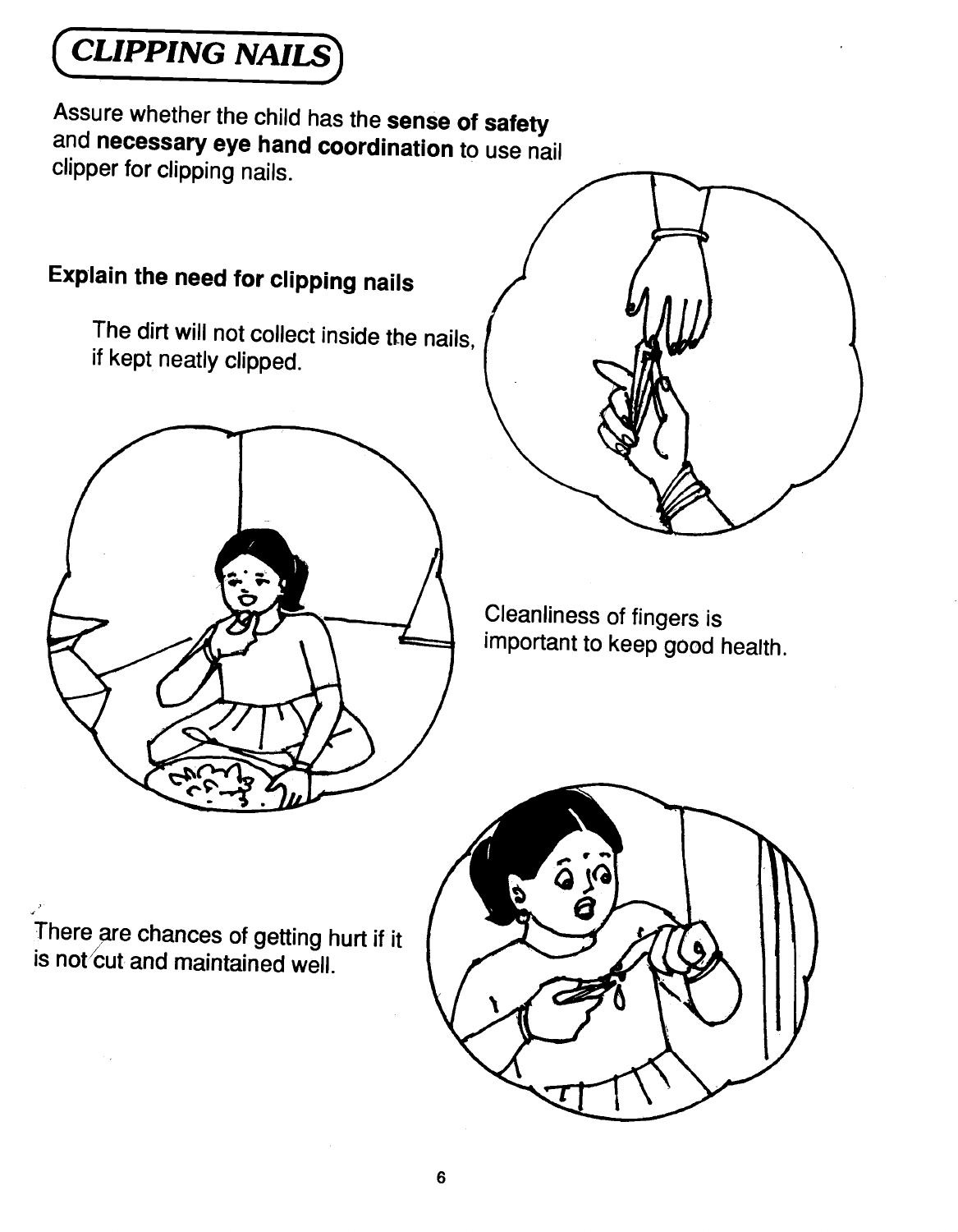# CLIPPING NAILS

Assure whether the child has the **sense of safety** and **necessary eye hand coordination** to use nail clipper for clipping nails.

**Explain the need for clipping nails**

The dirt will not collect inside the nails, if kept neatly clipped.

Cleanliness of fingers is important to keep good health.

There are chances of getting hurt if it is not cut and maintained well.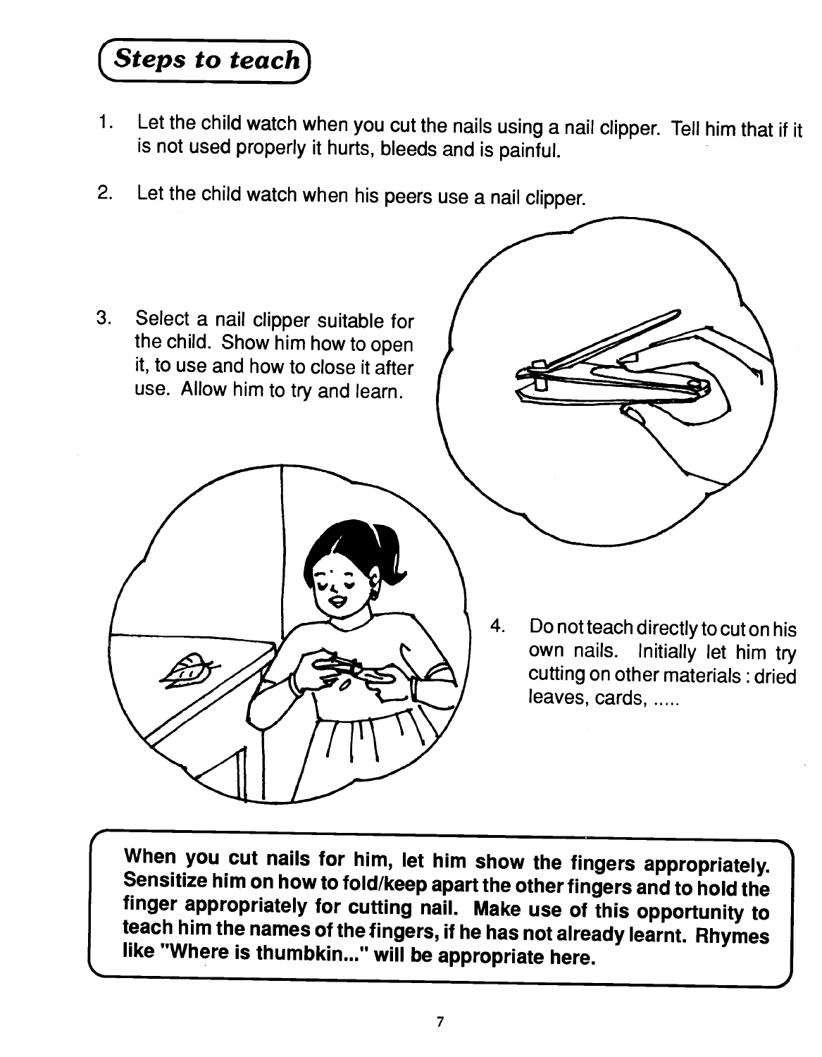## Steps to teach

1. Let the child watch when you cut the nails using a nail clipper. Tell him that if it is not used properly it hurts, bleeds and is painful.

2. Let the child watch when his peers use a nail clipper.

3. Select a nail clipper suitable for the child. Show him how to open it, to use and how to close it after use. Allow him to try and learn.

4. Do not teach directly to cut on his own nails. Initially let him try cutting on other materials : dried leaves, cards, .....

**When you cut nails for him, let him show the fingers appropriately. Sensitize him on how to fold/keep apart the other fingers and to hold the finger appropriately for cutting nail. Make use of this opportunity to teach him the names of the fingers, if he has not already learnt. Rhymes like "Where is thumbkin..." will be appropriate here.**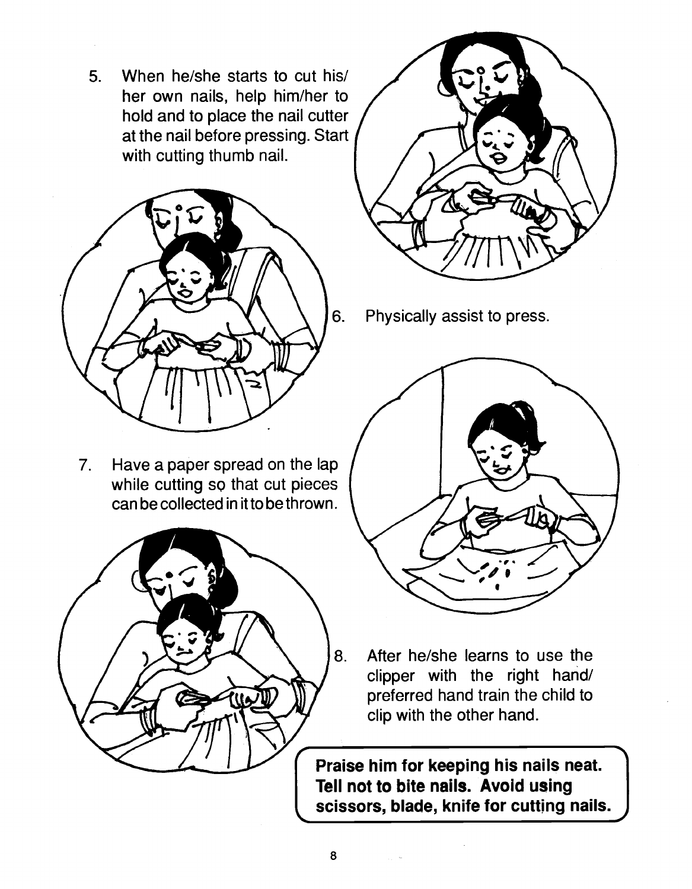5. When he/she starts to cut his/her own nails, help him/her to hold and to place the nail cutter at the nail before pressing. Start with cutting thumb nail.

6. Physically assist to press.

7. Have a paper spread on the lap while cutting so that cut pieces can be collected in it to be thrown.

8. After he/she learns to use the clipper with the right hand/ preferred hand train the child to clip with the other hand.

**Praise him for keeping his nails neat. Tell not to bite nails. Avoid using scissors, blade, knife for cutting nails.**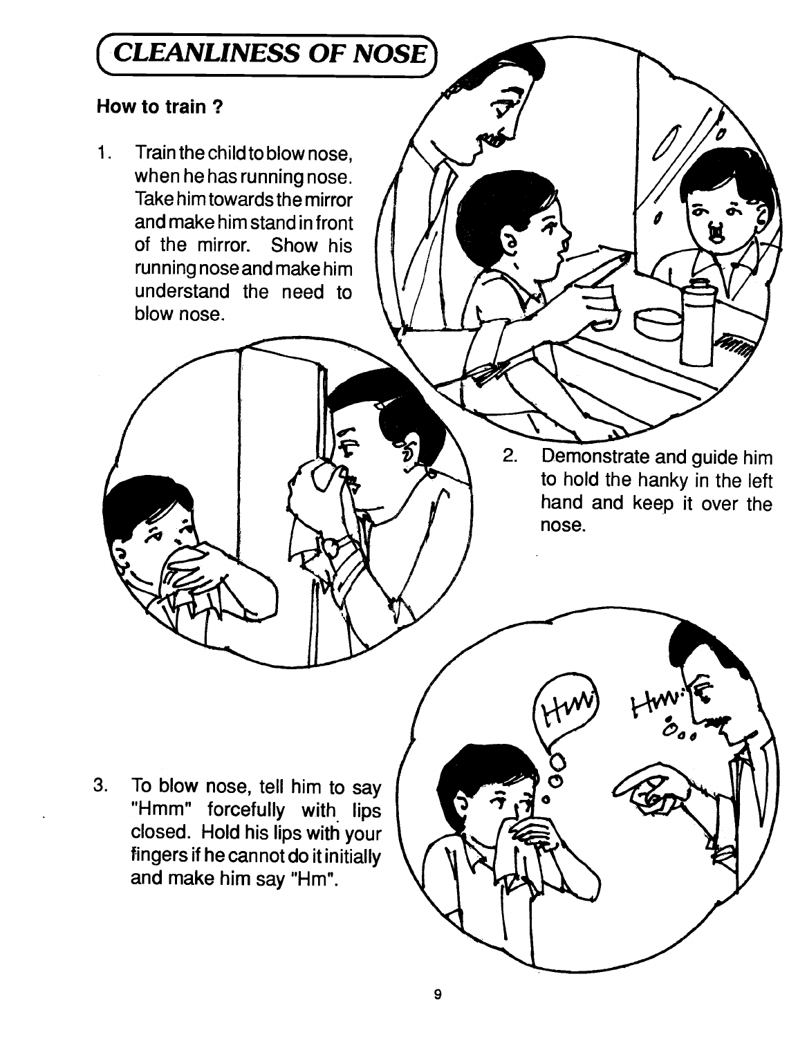# CLEANLINESS OF NOSE

**How to train ?**

1. Train the child to blow nose, when he has running nose. Take him towards the mirror and make him stand in front of the mirror. Show his running nose and make him understand the need to blow nose.

2. Demonstrate and guide him to hold the hanky in the left hand and keep it over the nose.

3. To blow nose, tell him to say "Hmm" forcefully with lips closed. Hold his lips with your fingers if he cannot do it initially and make him say "Hm".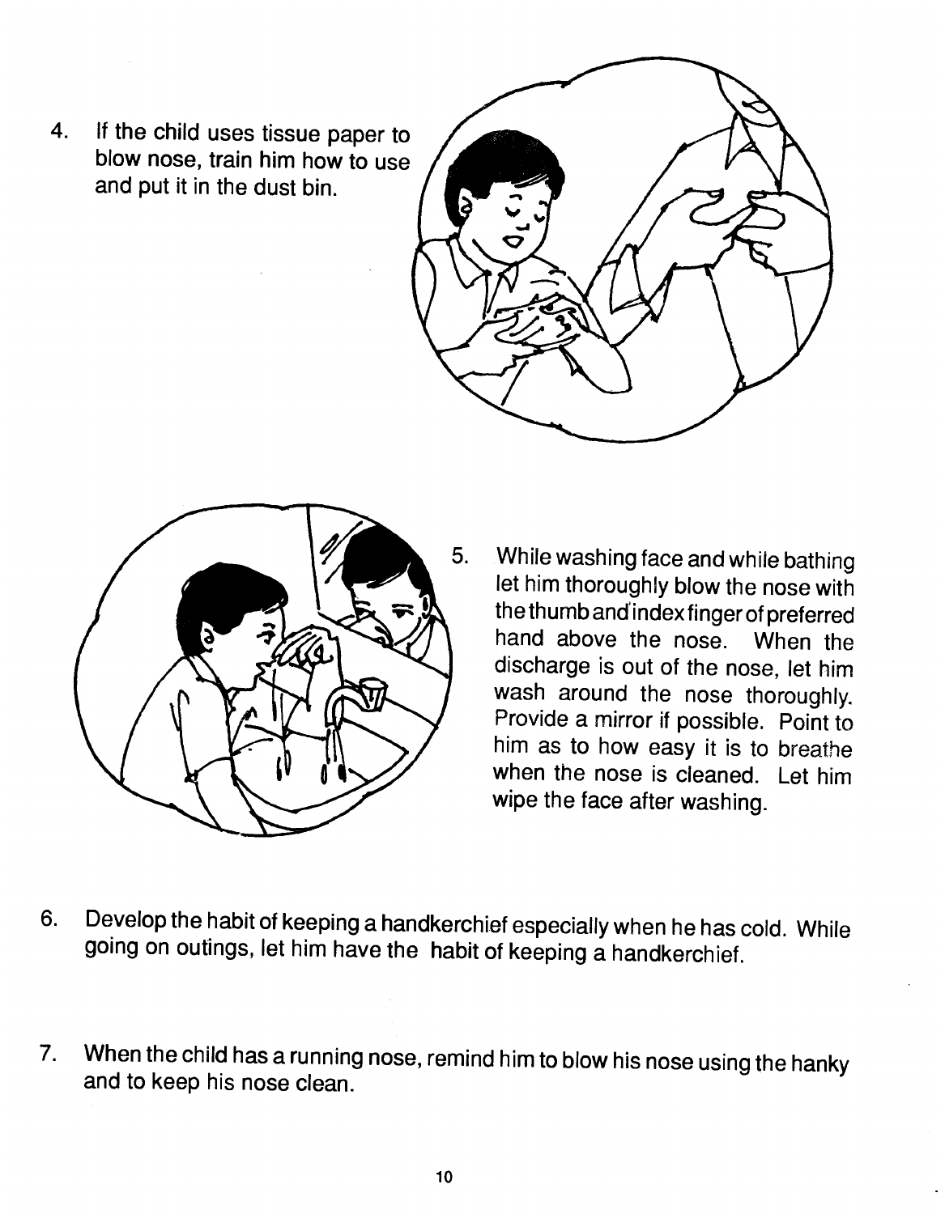4. If the child uses tissue paper to blow nose, train him how to use and put it in the dust bin.

5. While washing face and while bathing let him thoroughly blow the nose with the thumb and index finger of preferred hand above the nose. When the discharge is out of the nose, let him wash around the nose thoroughly. Provide a mirror if possible. Point to him as to how easy it is to breathe when the nose is cleaned. Let him wipe the face after washing.

6. Develop the habit of keeping a handkerchief especially when he has cold. While going on outings, let him have the habit of keeping a handkerchief.

7. When the child has a running nose, remind him to blow his nose using the hanky and to keep his nose clean.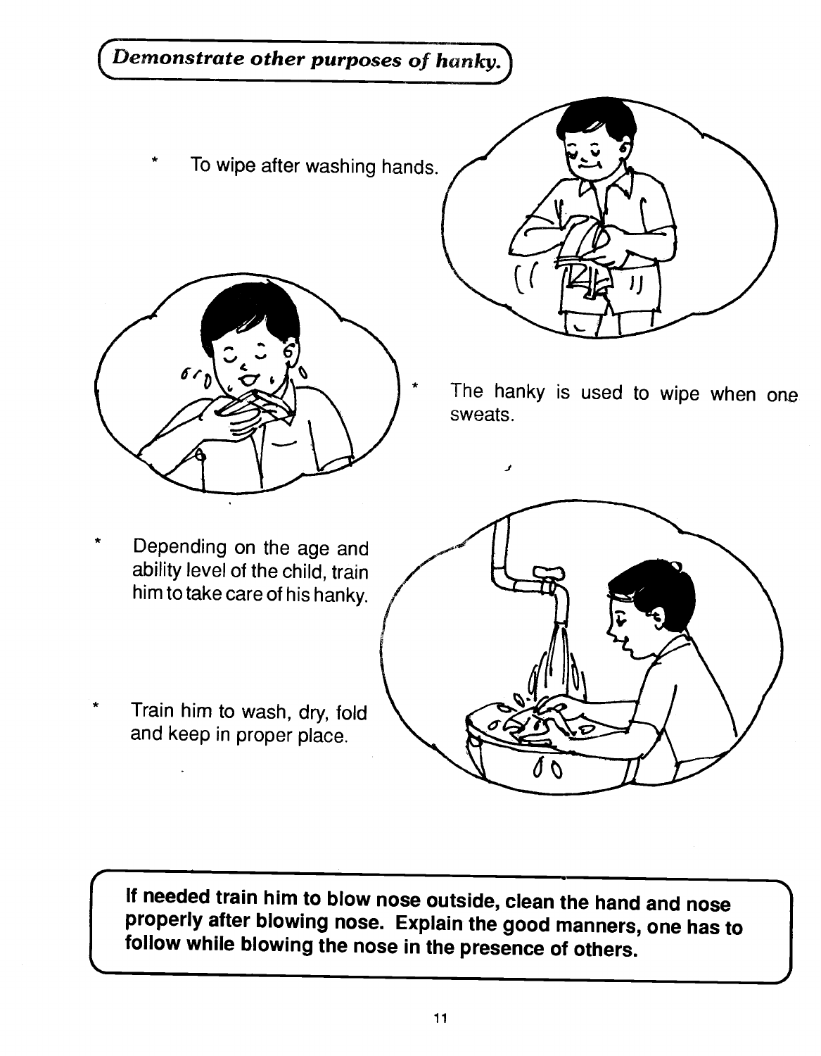*Demonstrate other purposes of hanky.*

- To wipe after washing hands.

- The hanky is used to wipe when one sweats.

- Depending on the age and ability level of the child, train him to take care of his hanky.

- Train him to wash, dry, fold and keep in proper place.

**If needed train him to blow nose outside, clean the hand and nose properly after blowing nose. Explain the good manners, one has to follow while blowing the nose in the presence of others.**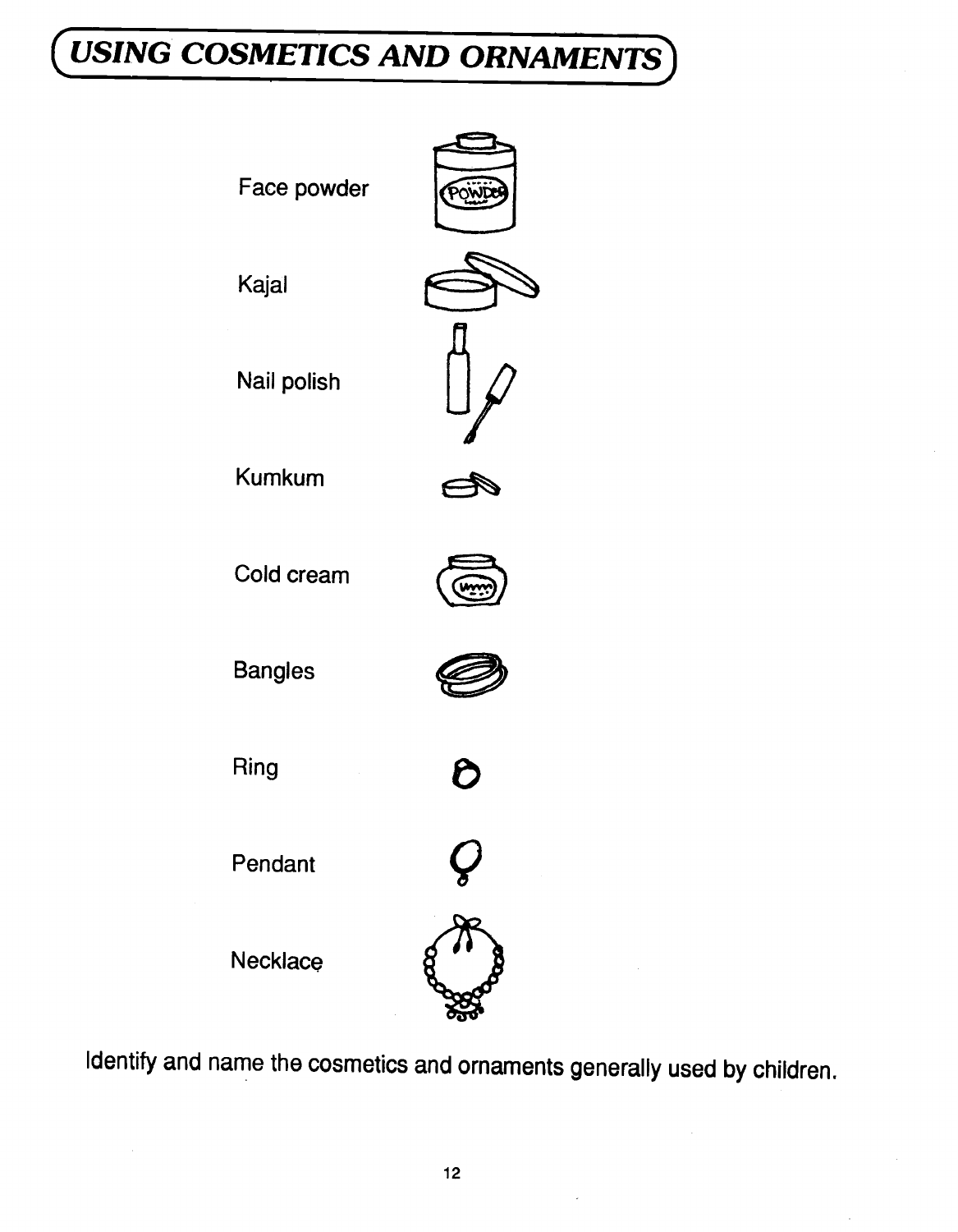# USING COSMETICS AND ORNAMENTS

Face powder

Kajal

Nail polish

Kumkum

Cold cream

Bangles

Ring

Pendant

Necklace

Identify and name the cosmetics and ornaments generally used by children.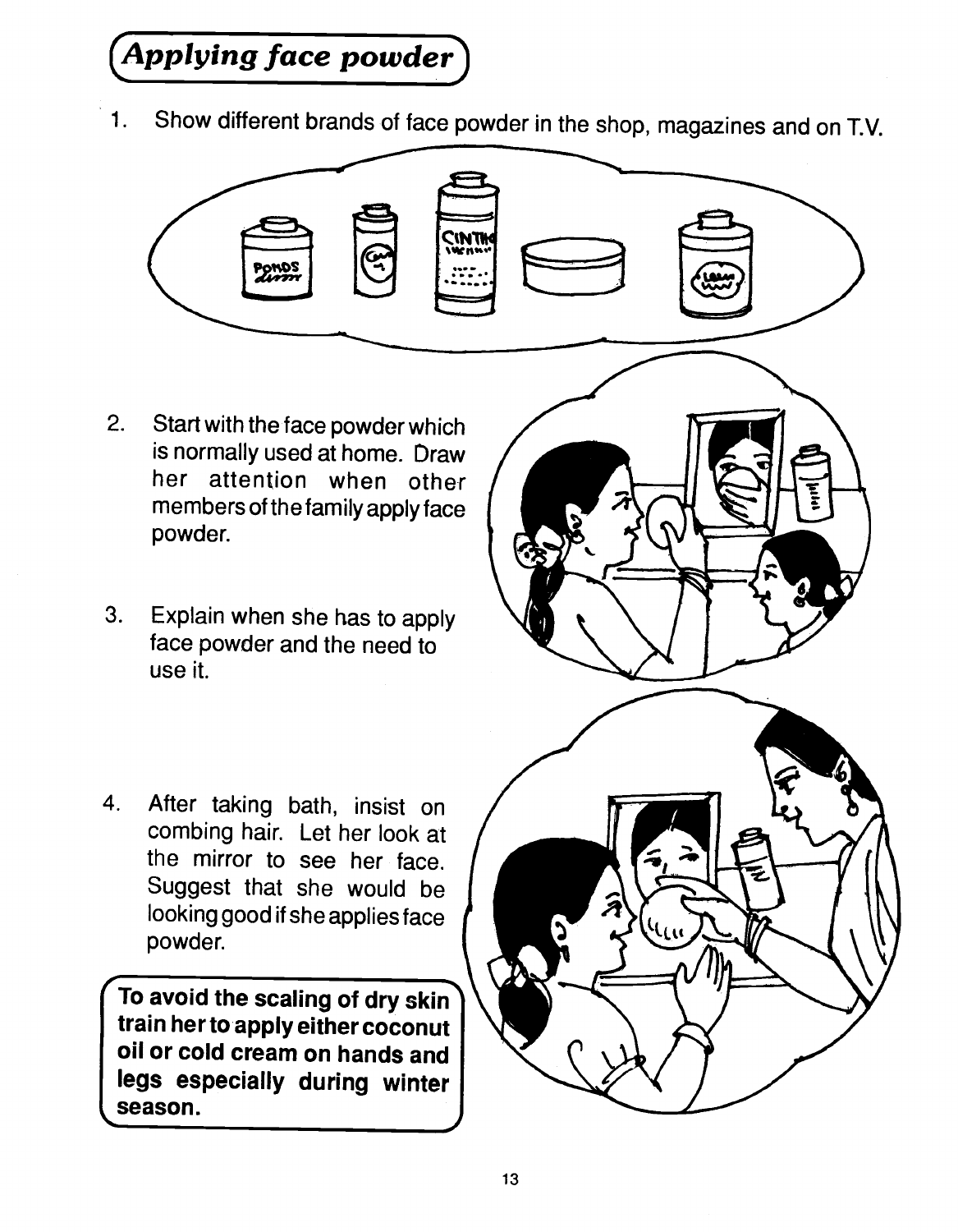## Applying face powder

1. Show different brands of face powder in the shop, magazines and on T.V.

2. Start with the face powder which is normally used at home. Draw her attention when other members of the family apply face powder.

3. Explain when she has to apply face powder and the need to use it.

4. After taking bath, insist on combing hair. Let her look at the mirror to see her face. Suggest that she would be looking good if she applies face powder.

**To avoid the scaling of dry skin train her to apply either coconut oil or cold cream on hands and legs especially during winter season.**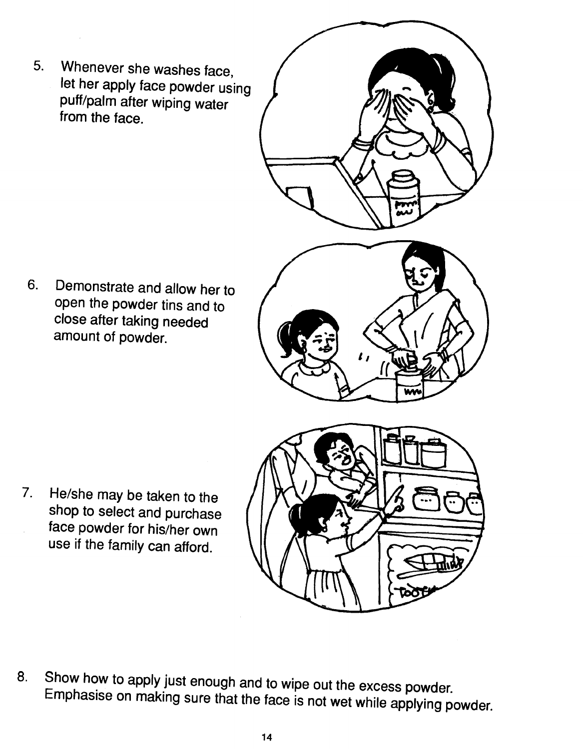5. Whenever she washes face, let her apply face powder using puff/palm after wiping water from the face.

6. Demonstrate and allow her to open the powder tins and to close after taking needed amount of powder.

7. He/she may be taken to the shop to select and purchase face powder for his/her own use if the family can afford.

8. Show how to apply just enough and to wipe out the excess powder. Emphasise on making sure that the face is not wet while applying powder.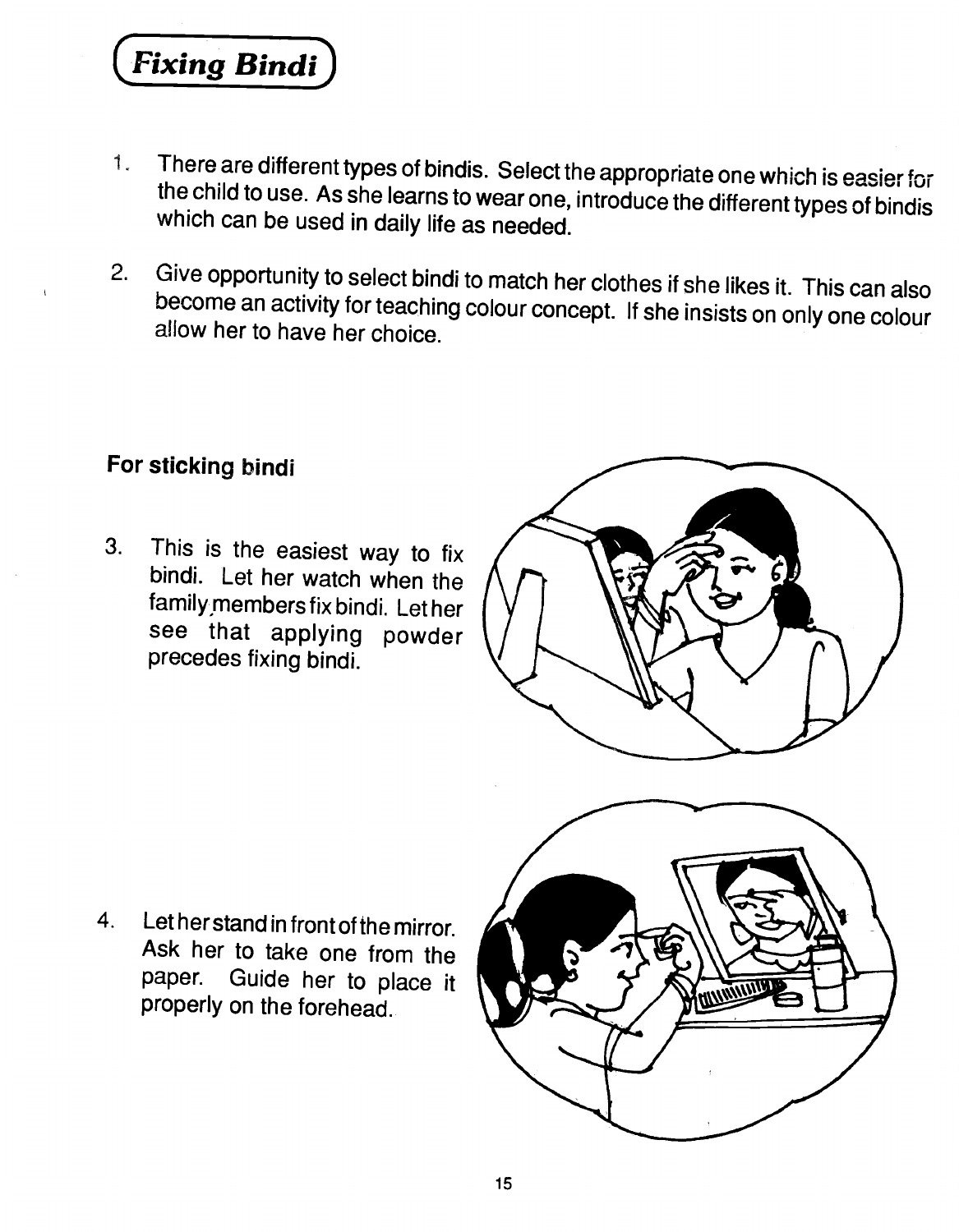# Fixing Bindi

1. There are different types of bindis. Select the appropriate one which is easier for the child to use. As she learns to wear one, introduce the different types of bindis which can be used in daily life as needed.

2. Give opportunity to select bindi to match her clothes if she likes it. This can also become an activity for teaching colour concept. If she insists on only one colour allow her to have her choice.

**For sticking bindi**

3. This is the easiest way to fix bindi. Let her watch when the family members fix bindi. Let her see that applying powder precedes fixing bindi.

4. Let her stand in front of the mirror. Ask her to take one from the paper. Guide her to place it properly on the forehead.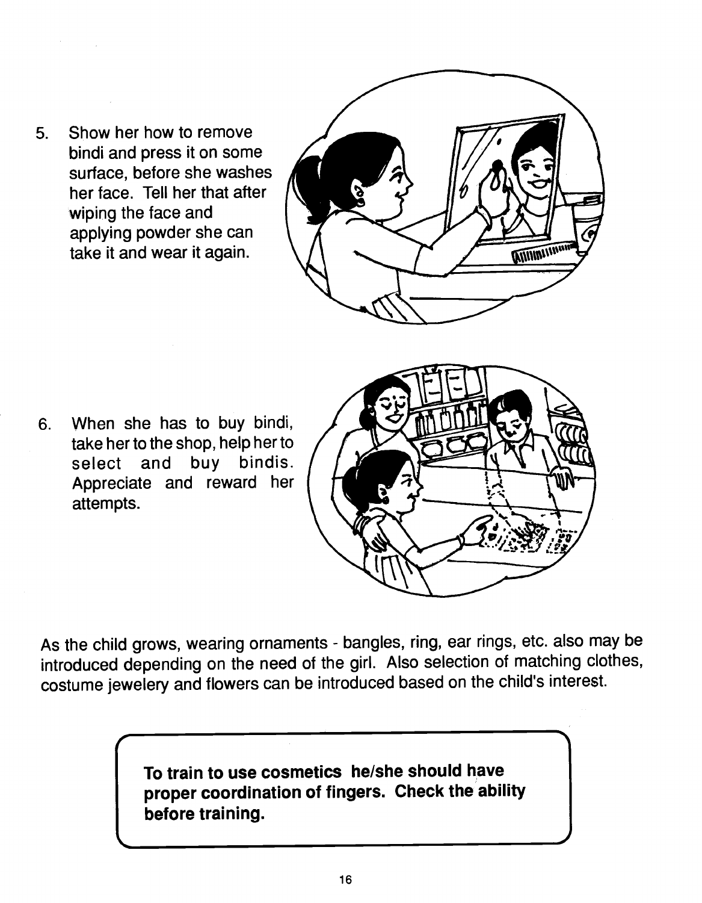5. Show her how to remove bindi and press it on some surface, before she washes her face. Tell her that after wiping the face and applying powder she can take it and wear it again.

6. When she has to buy bindi, take her to the shop, help her to select and buy bindis. Appreciate and reward her attempts.

As the child grows, wearing ornaments - bangles, ring, ear rings, etc. also may be introduced depending on the need of the girl. Also selection of matching clothes, costume jewelery and flowers can be introduced based on the child's interest.

**To train to use cosmetics he/she should have proper coordination of fingers. Check the ability before training.**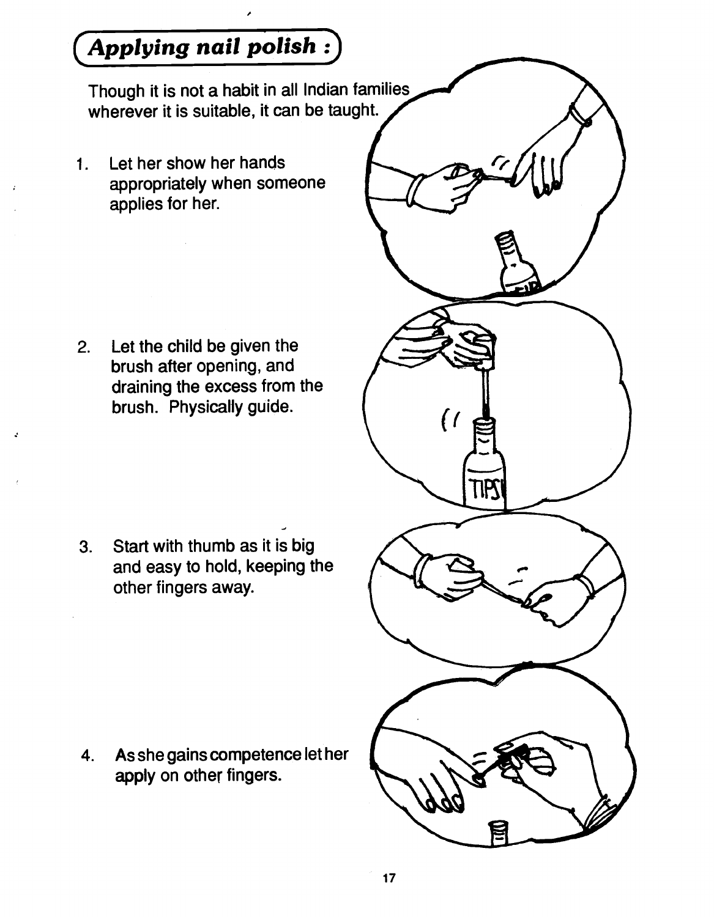## *Applying nail polish :*

Though it is not a habit in all Indian families wherever it is suitable, it can be taught.

1. Let her show her hands appropriately when someone applies for her.

2. Let the child be given the brush after opening, and draining the excess from the brush. Physically guide.

3. Start with thumb as it is big and easy to hold, keeping the other fingers away.

4. As she gains competence let her apply on other fingers.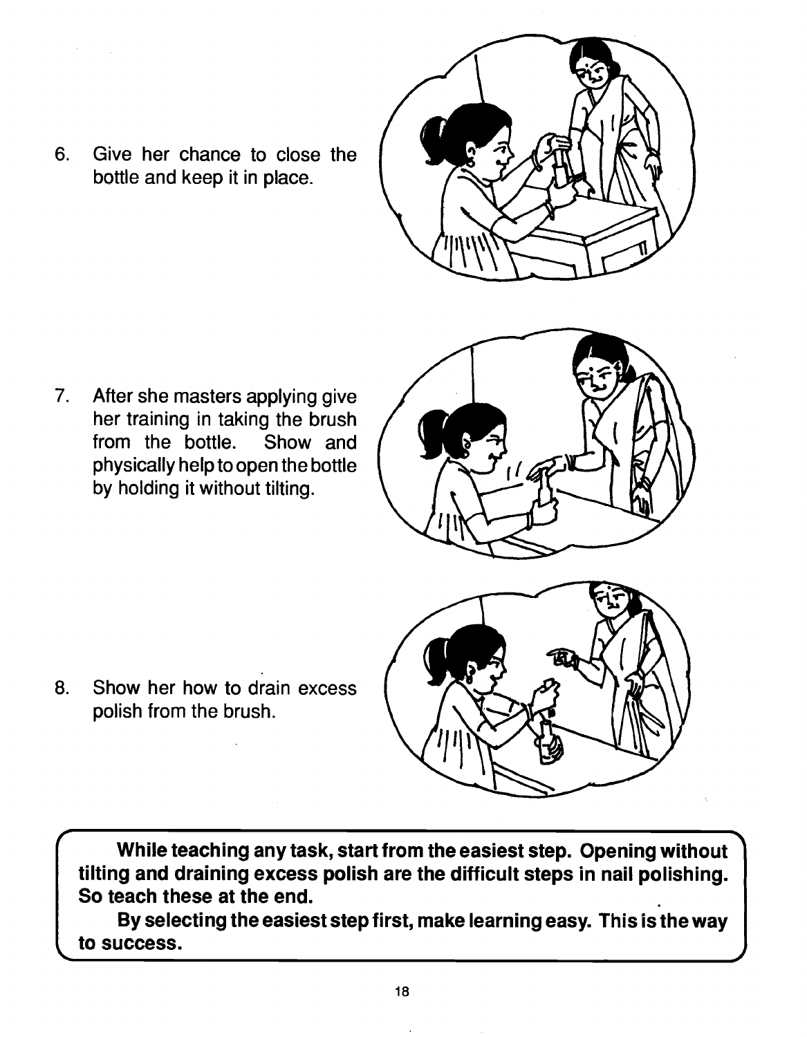6. Give her chance to close the bottle and keep it in place.

7. After she masters applying give her training in taking the brush from the bottle. Show and physically help to open the bottle by holding it without tilting.

8. Show her how to drain excess polish from the brush.

**While teaching any task, start from the easiest step. Opening without tilting and draining excess polish are the difficult steps in nail polishing. So teach these at the end.**

**By selecting the easiest step first, make learning easy. This is the way to success.**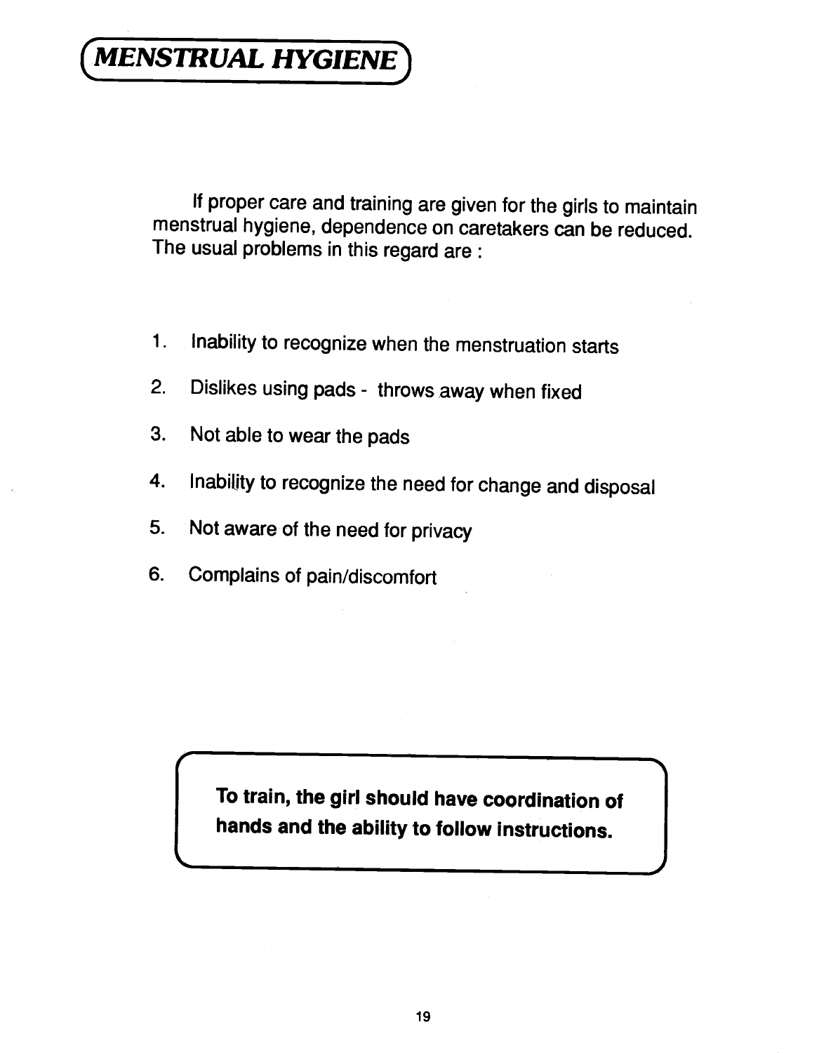# MENSTRUAL HYGIENE

If proper care and training are given for the girls to maintain menstrual hygiene, dependence on caretakers can be reduced. The usual problems in this regard are :

1. Inability to recognize when the menstruation starts
2. Dislikes using pads - throws away when fixed
3. Not able to wear the pads
4. Inability to recognize the need for change and disposal
5. Not aware of the need for privacy
6. Complains of pain/discomfort

**To train, the girl should have coordination of hands and the ability to follow instructions.**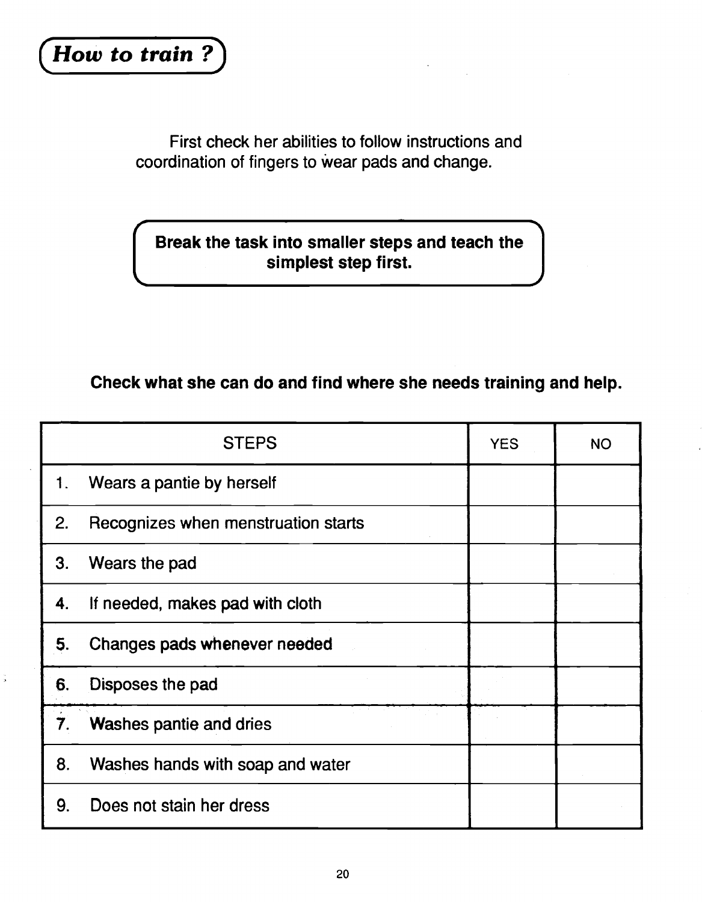## *How to train ?*

First check her abilities to follow instructions and coordination of fingers to wear pads and change.

**Break the task into smaller steps and teach the simplest step first.**

**Check what she can do and find where she needs training and help.**

| STEPS | YES | NO |
|---|---|---|
| 1. Wears a pantie by herself | | |
| 2. Recognizes when menstruation starts | | |
| 3. Wears the pad | | |
| 4. If needed, makes pad with cloth | | |
| 5. Changes pads whenever needed | | |
| 6. Disposes the pad | | |
| 7. Washes pantie and dries | | |
| 8. Washes hands with soap and water | | |
| 9. Does not stain her dress | | |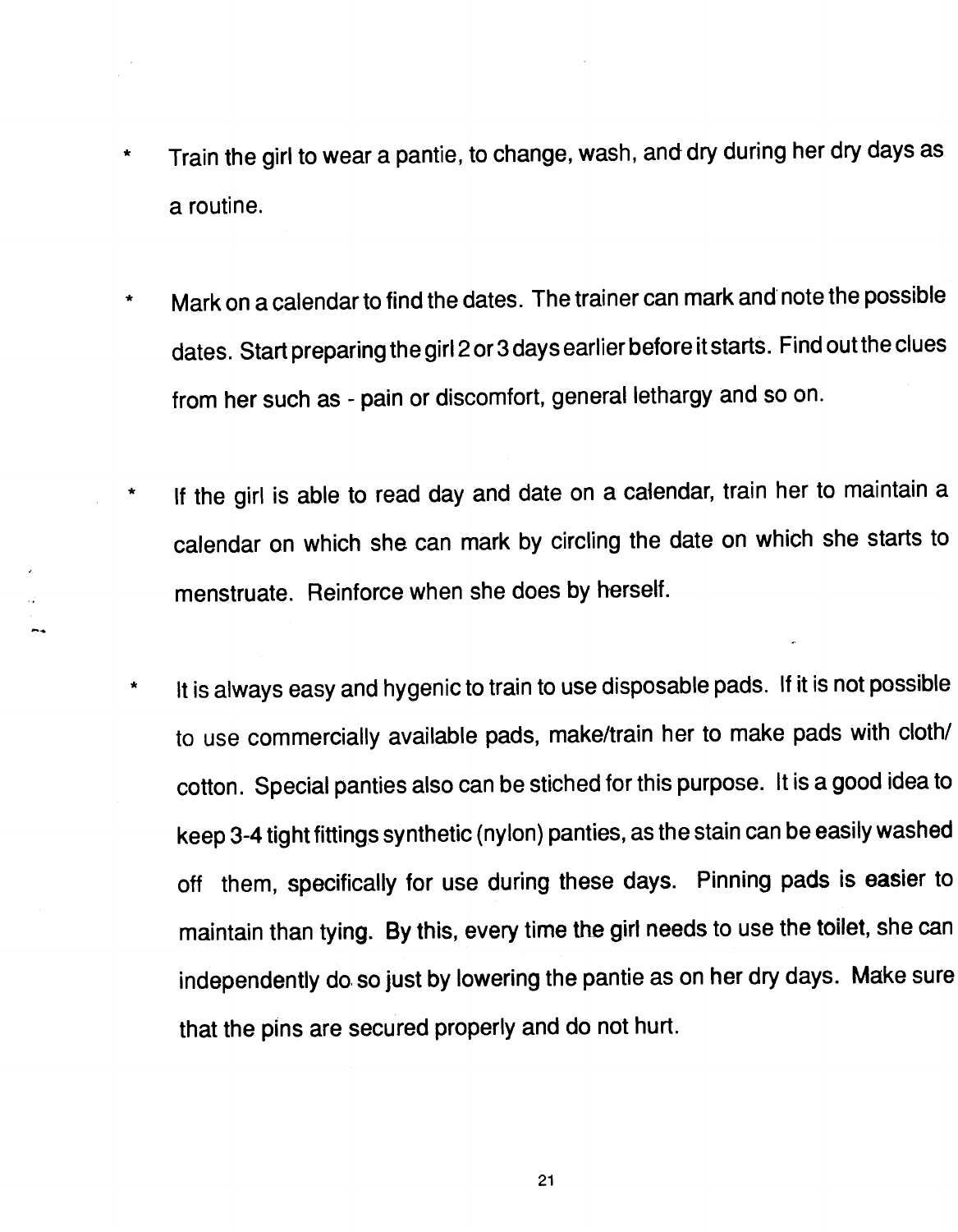* Train the girl to wear a pantie, to change, wash, and dry during her dry days as a routine.

* Mark on a calendar to find the dates. The trainer can mark and note the possible dates. Start preparing the girl 2 or 3 days earlier before it starts. Find out the clues from her such as - pain or discomfort, general lethargy and so on.

* If the girl is able to read day and date on a calendar, train her to maintain a calendar on which she can mark by circling the date on which she starts to menstruate. Reinforce when she does by herself.

* It is always easy and hygenic to train to use disposable pads. If it is not possible to use commercially available pads, make/train her to make pads with cloth/ cotton. Special panties also can be stiched for this purpose. It is a good idea to keep 3-4 tight fittings synthetic (nylon) panties, as the stain can be easily washed off them, specifically for use during these days. Pinning pads is easier to maintain than tying. By this, every time the girl needs to use the toilet, she can independently do so just by lowering the pantie as on her dry days. Make sure that the pins are secured properly and do not hurt.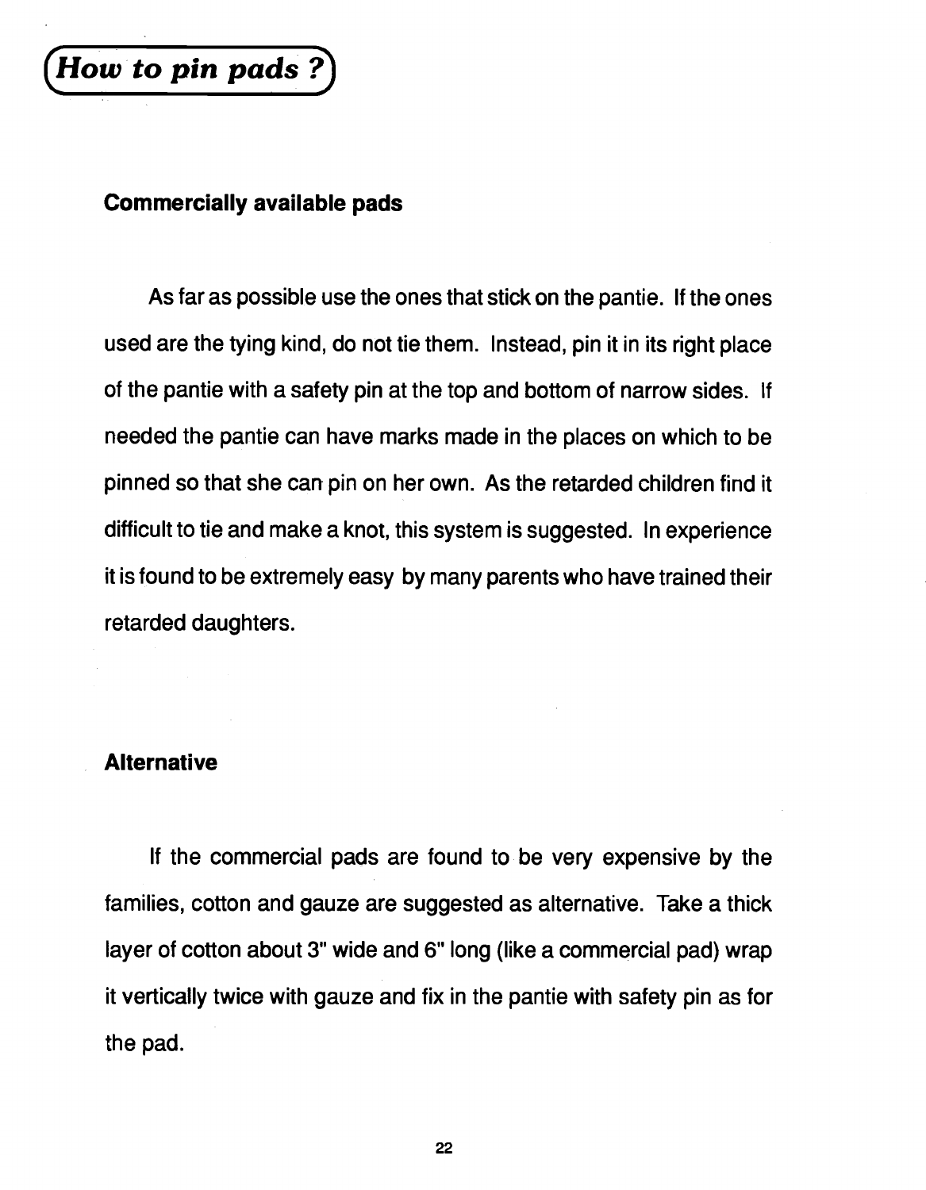# How to pin pads ?

## Commercially available pads

As far as possible use the ones that stick on the pantie. If the ones used are the tying kind, do not tie them. Instead, pin it in its right place of the pantie with a safety pin at the top and bottom of narrow sides. If needed the pantie can have marks made in the places on which to be pinned so that she can pin on her own. As the retarded children find it difficult to tie and make a knot, this system is suggested. In experience it is found to be extremely easy by many parents who have trained their retarded daughters.

## Alternative

If the commercial pads are found to be very expensive by the families, cotton and gauze are suggested as alternative. Take a thick layer of cotton about 3" wide and 6" long (like a commercial pad) wrap it vertically twice with gauze and fix in the pantie with safety pin as for the pad.